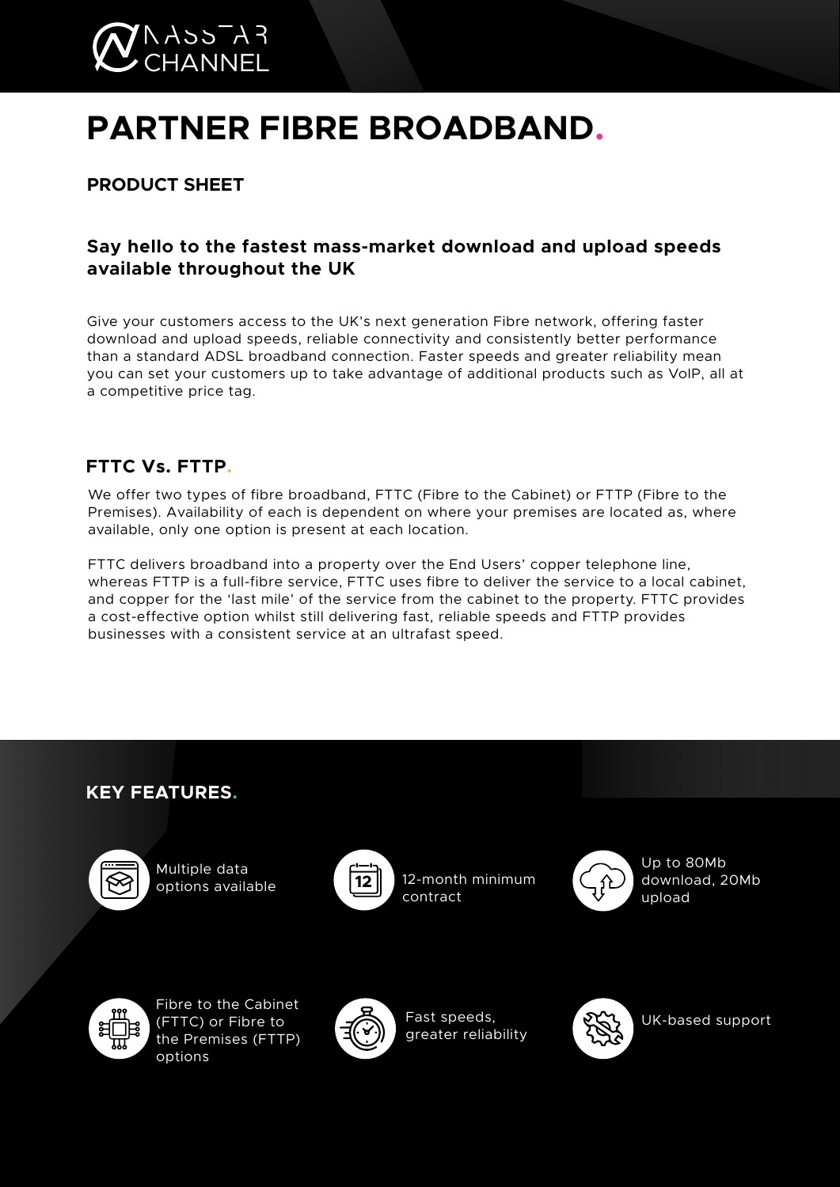MASSTAR CHANNEL

# PARTNER FIBRE BROADBAND.

## PRODUCT SHEET

### Say hello to the fastest mass-market download and upload speeds available throughout the UK

Give your customers access to the UK's next generation Fibre network, offering faster download and upload speeds, reliable connectivity and consistently better performance than a standard ADSL broadband connection. Faster speeds and greater reliability mean you can set your customers up to take advantage of additional products such as VoIP, all at a competitive price tag.

## FTTC Vs. FTTP.

We offer two types of fibre broadband, FTTC (Fibre to the Cabinet) or FTTP (Fibre to the Premises). Availability of each is dependent on where your premises are located as, where available, only one option is present at each location.

FTTC delivers broadband into a property over the End Users' copper telephone line, whereas FTTP is a full-fibre service, FTTC uses fibre to deliver the service to a local cabinet, and copper for the 'last mile' of the service from the cabinet to the property. FTTC provides a cost-effective option whilst still delivering fast, reliable speeds and FTTP provides businesses with a consistent service at an ultrafast speed.

## KEY FEATURES.

- Multiple data options available
- 12-month minimum contract
- Up to 80Mb download, 20Mb upload
- Fibre to the Cabinet (FTTC) or Fibre to the Premises (FTTP) options
- Fast speeds, greater reliability
- UK-based support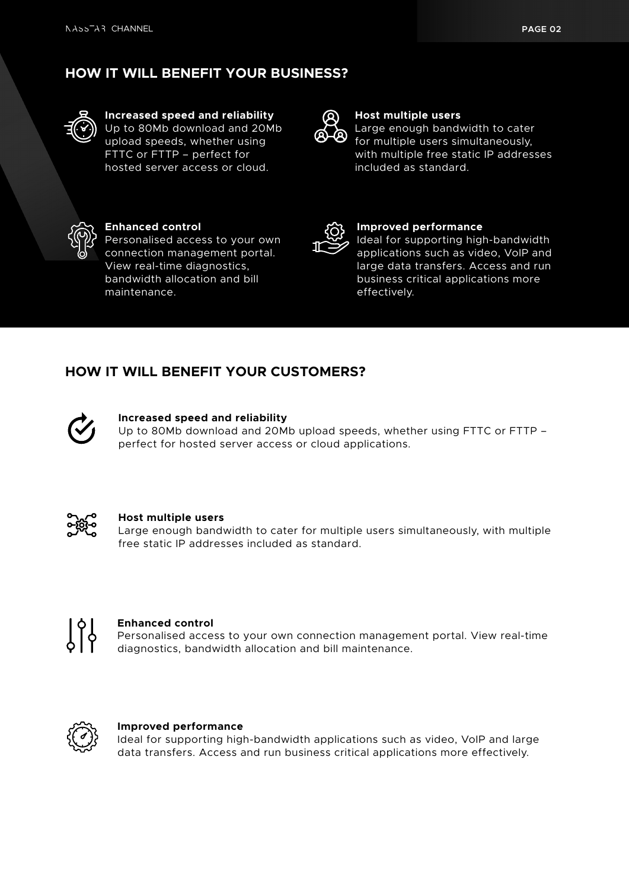## HOW IT WILL BENEFIT YOUR BUSINESS?

**Increased speed and reliability**
Up to 80Mb download and 20Mb upload speeds, whether using FTTC or FTTP – perfect for hosted server access or cloud.

**Host multiple users**
Large enough bandwidth to cater for multiple users simultaneously, with multiple free static IP addresses included as standard.

**Enhanced control**
Personalised access to your own connection management portal. View real-time diagnostics, bandwidth allocation and bill maintenance.

**Improved performance**
Ideal for supporting high-bandwidth applications such as video, VoIP and large data transfers. Access and run business critical applications more effectively.

## HOW IT WILL BENEFIT YOUR CUSTOMERS?

**Increased speed and reliability**
Up to 80Mb download and 20Mb upload speeds, whether using FTTC or FTTP – perfect for hosted server access or cloud applications.

**Host multiple users**
Large enough bandwidth to cater for multiple users simultaneously, with multiple free static IP addresses included as standard.

**Enhanced control**
Personalised access to your own connection management portal. View real-time diagnostics, bandwidth allocation and bill maintenance.

**Improved performance**
Ideal for supporting high-bandwidth applications such as video, VoIP and large data transfers. Access and run business critical applications more effectively.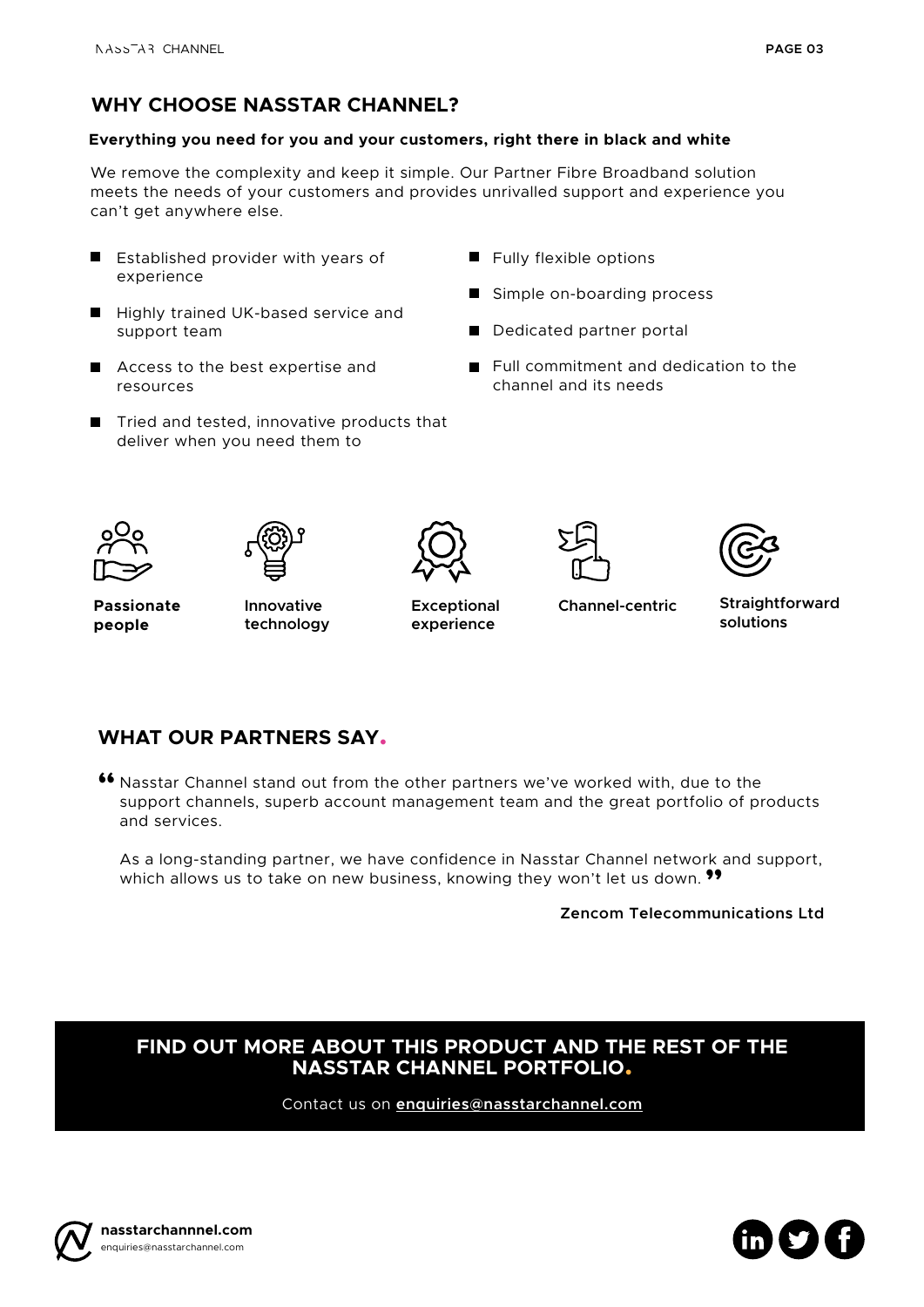## WHY CHOOSE NASSTAR CHANNEL?

**Everything you need for you and your customers, right there in black and white**

We remove the complexity and keep it simple. Our Partner Fibre Broadband solution meets the needs of your customers and provides unrivalled support and experience you can't get anywhere else.

- Established provider with years of experience
- Highly trained UK-based service and support team
- Access to the best expertise and resources
- Tried and tested, innovative products that deliver when you need them to
- Fully flexible options
- Simple on-boarding process
- Dedicated partner portal
- Full commitment and dedication to the channel and its needs

**Passionate people**

**Innovative technology**

**Exceptional experience**

**Channel-centric**

**Straightforward solutions**

## WHAT OUR PARTNERS SAY.

"Nasstar Channel stand out from the other partners we've worked with, due to the support channels, superb account management team and the great portfolio of products and services.

As a long-standing partner, we have confidence in Nasstar Channel network and support, which allows us to take on new business, knowing they won't let us down."

Zencom Telecommunications Ltd

## FIND OUT MORE ABOUT THIS PRODUCT AND THE REST OF THE NASSTAR CHANNEL PORTFOLIO.

Contact us on **enquiries@nasstarchannel.com**

**nasstarchannnel.com**
enquiries@nasstarchannel.com